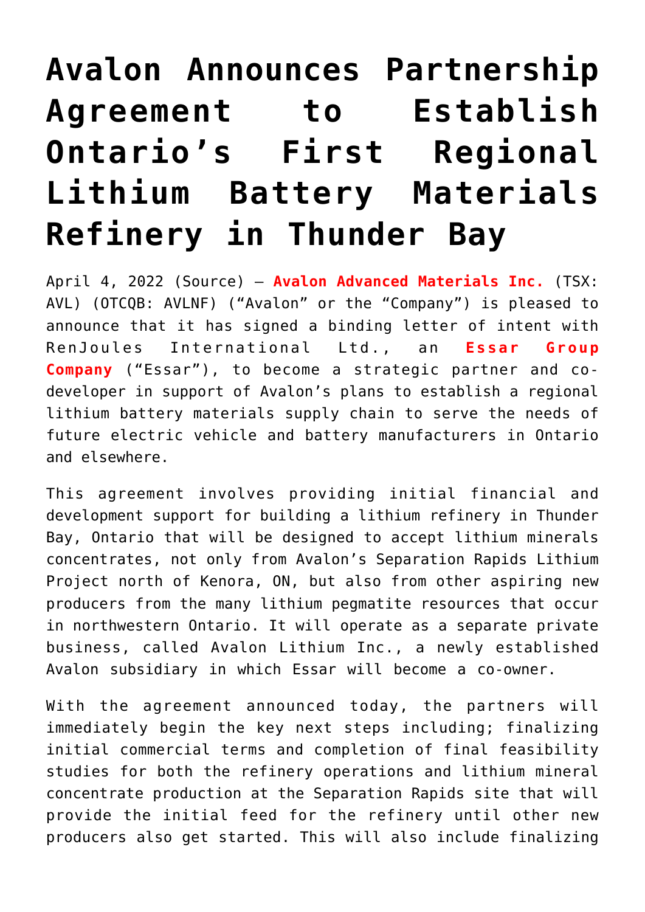# Avalon Announces Partnership Agreement to Establish Ontario's First Regional Lithium Battery Materials Refinery in Thunder Bay

April 4, 2022 (Source) — **Avalon Advanced Materials Inc.** (TSX: AVL) (OTCQB: AVLNF) ("Avalon" or the "Company") is pleased to announce that it has signed a binding letter of intent with RenJoules International Ltd., an **Essar Group Company** ("Essar"), to become a strategic partner and co-developer in support of Avalon's plans to establish a regional lithium battery materials supply chain to serve the needs of future electric vehicle and battery manufacturers in Ontario and elsewhere.

This agreement involves providing initial financial and development support for building a lithium refinery in Thunder Bay, Ontario that will be designed to accept lithium minerals concentrates, not only from Avalon's Separation Rapids Lithium Project north of Kenora, ON, but also from other aspiring new producers from the many lithium pegmatite resources that occur in northwestern Ontario. It will operate as a separate private business, called Avalon Lithium Inc., a newly established Avalon subsidiary in which Essar will become a co-owner.

With the agreement announced today, the partners will immediately begin the key next steps including; finalizing initial commercial terms and completion of final feasibility studies for both the refinery operations and lithium mineral concentrate production at the Separation Rapids site that will provide the initial feed for the refinery until other new producers also get started. This will also include finalizing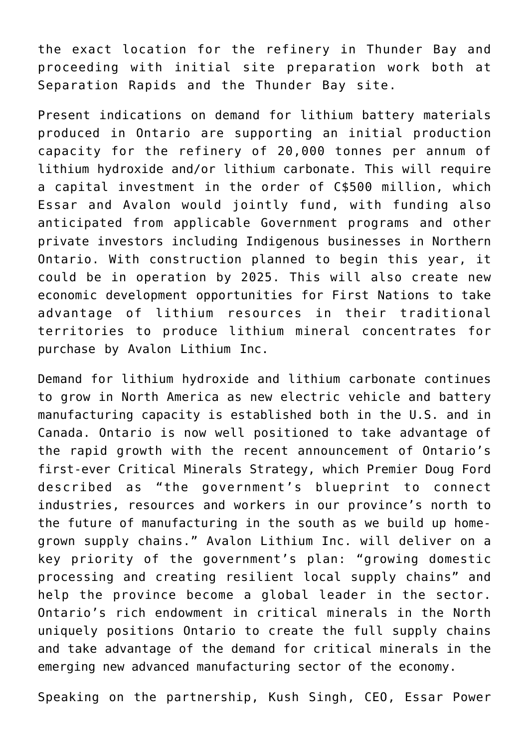the exact location for the refinery in Thunder Bay and proceeding with initial site preparation work both at Separation Rapids and the Thunder Bay site.

Present indications on demand for lithium battery materials produced in Ontario are supporting an initial production capacity for the refinery of 20,000 tonnes per annum of lithium hydroxide and/or lithium carbonate. This will require a capital investment in the order of C$500 million, which Essar and Avalon would jointly fund, with funding also anticipated from applicable Government programs and other private investors including Indigenous businesses in Northern Ontario. With construction planned to begin this year, it could be in operation by 2025. This will also create new economic development opportunities for First Nations to take advantage of lithium resources in their traditional territories to produce lithium mineral concentrates for purchase by Avalon Lithium Inc.

Demand for lithium hydroxide and lithium carbonate continues to grow in North America as new electric vehicle and battery manufacturing capacity is established both in the U.S. and in Canada. Ontario is now well positioned to take advantage of the rapid growth with the recent announcement of Ontario's first-ever Critical Minerals Strategy, which Premier Doug Ford described as "the government's blueprint to connect industries, resources and workers in our province's north to the future of manufacturing in the south as we build up home-grown supply chains." Avalon Lithium Inc. will deliver on a key priority of the government's plan: "growing domestic processing and creating resilient local supply chains" and help the province become a global leader in the sector. Ontario's rich endowment in critical minerals in the North uniquely positions Ontario to create the full supply chains and take advantage of the demand for critical minerals in the emerging new advanced manufacturing sector of the economy.

Speaking on the partnership, Kush Singh, CEO, Essar Power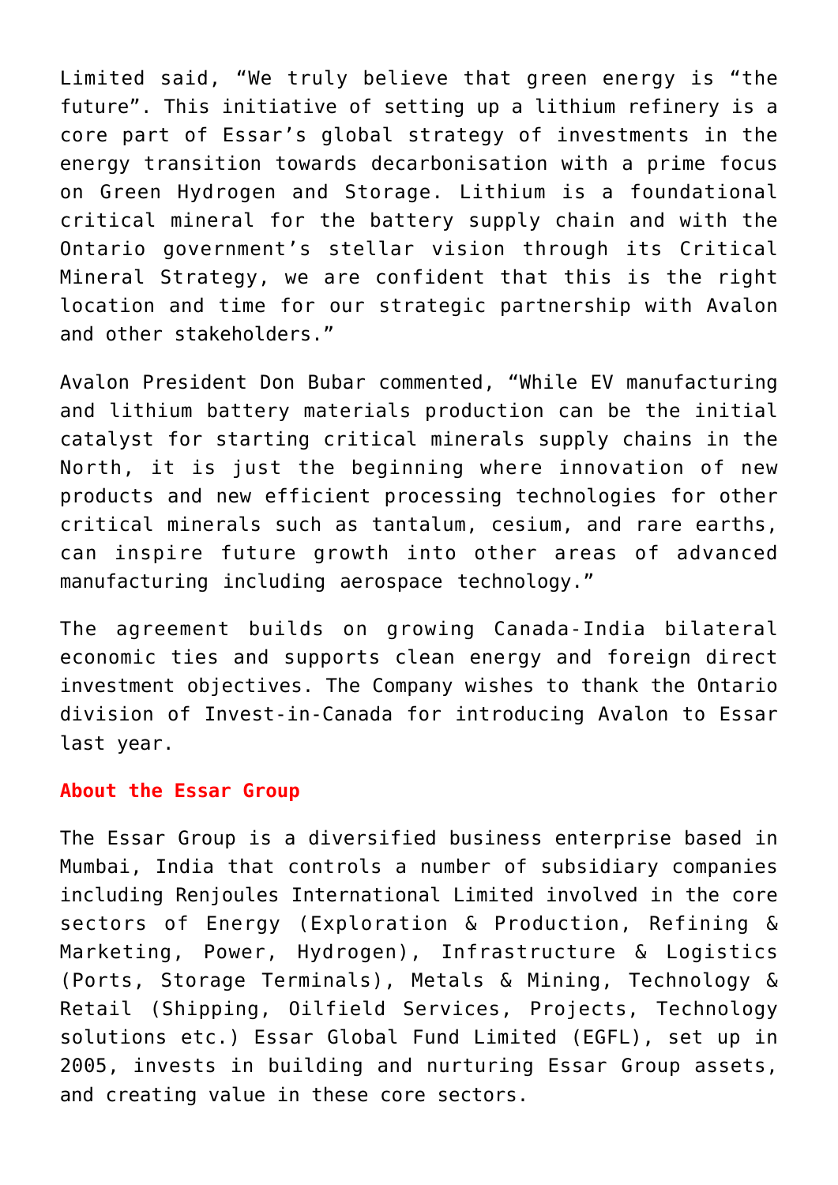Limited said, "We truly believe that green energy is "the future". This initiative of setting up a lithium refinery is a core part of Essar's global strategy of investments in the energy transition towards decarbonisation with a prime focus on Green Hydrogen and Storage. Lithium is a foundational critical mineral for the battery supply chain and with the Ontario government's stellar vision through its Critical Mineral Strategy, we are confident that this is the right location and time for our strategic partnership with Avalon and other stakeholders."

Avalon President Don Bubar commented, "While EV manufacturing and lithium battery materials production can be the initial catalyst for starting critical minerals supply chains in the North, it is just the beginning where innovation of new products and new efficient processing technologies for other critical minerals such as tantalum, cesium, and rare earths, can inspire future growth into other areas of advanced manufacturing including aerospace technology."

The agreement builds on growing Canada-India bilateral economic ties and supports clean energy and foreign direct investment objectives. The Company wishes to thank the Ontario division of Invest-in-Canada for introducing Avalon to Essar last year.

**About the Essar Group**

The Essar Group is a diversified business enterprise based in Mumbai, India that controls a number of subsidiary companies including Renjoules International Limited involved in the core sectors of Energy (Exploration & Production, Refining & Marketing, Power, Hydrogen), Infrastructure & Logistics (Ports, Storage Terminals), Metals & Mining, Technology & Retail (Shipping, Oilfield Services, Projects, Technology solutions etc.) Essar Global Fund Limited (EGFL), set up in 2005, invests in building and nurturing Essar Group assets, and creating value in these core sectors.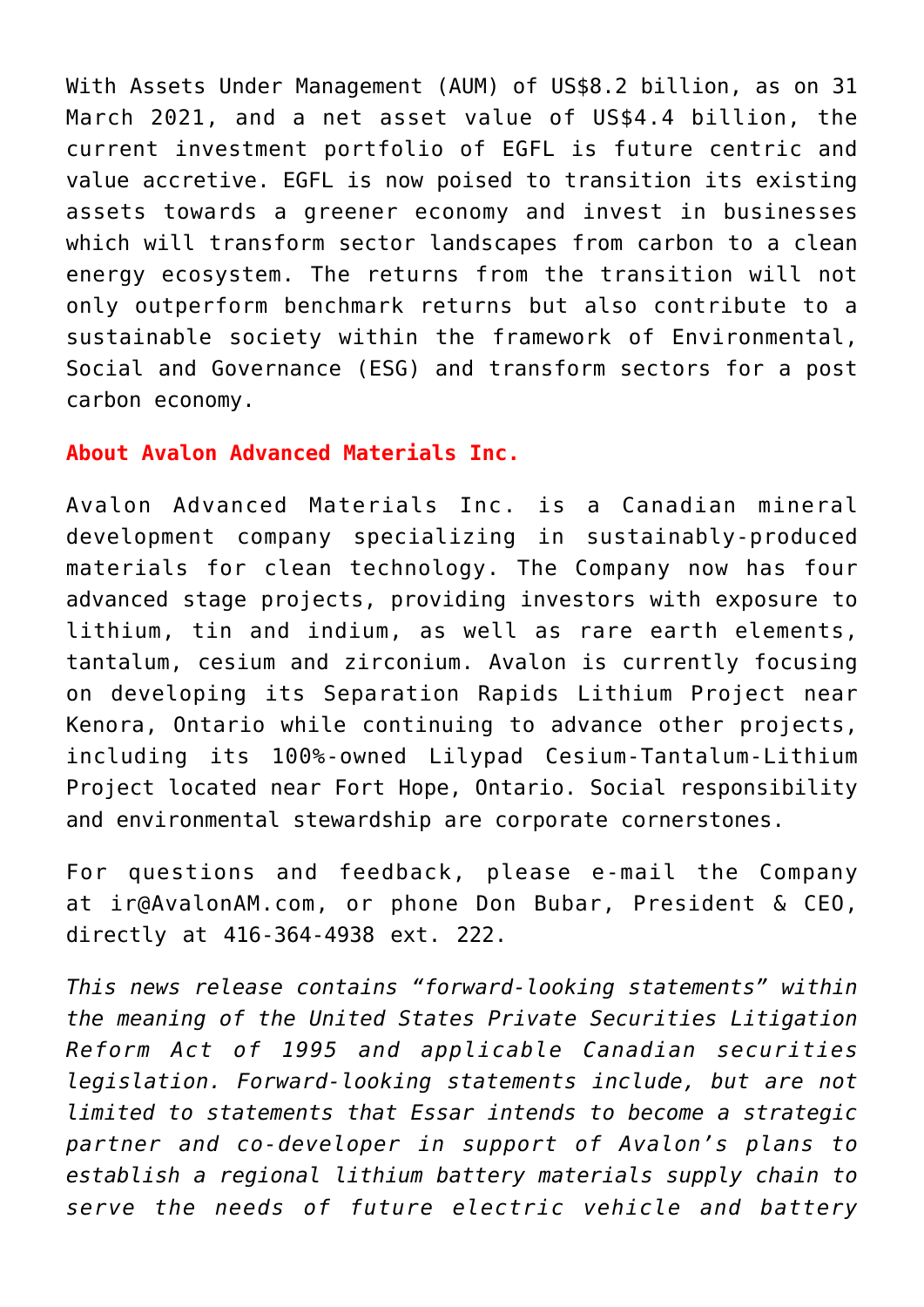With Assets Under Management (AUM) of US$8.2 billion, as on 31 March 2021, and a net asset value of US$4.4 billion, the current investment portfolio of EGFL is future centric and value accretive. EGFL is now poised to transition its existing assets towards a greener economy and invest in businesses which will transform sector landscapes from carbon to a clean energy ecosystem. The returns from the transition will not only outperform benchmark returns but also contribute to a sustainable society within the framework of Environmental, Social and Governance (ESG) and transform sectors for a post carbon economy.

**About Avalon Advanced Materials Inc.**

Avalon Advanced Materials Inc. is a Canadian mineral development company specializing in sustainably-produced materials for clean technology. The Company now has four advanced stage projects, providing investors with exposure to lithium, tin and indium, as well as rare earth elements, tantalum, cesium and zirconium. Avalon is currently focusing on developing its Separation Rapids Lithium Project near Kenora, Ontario while continuing to advance other projects, including its 100%-owned Lilypad Cesium-Tantalum-Lithium Project located near Fort Hope, Ontario. Social responsibility and environmental stewardship are corporate cornerstones.

For questions and feedback, please e-mail the Company at ir@AvalonAM.com, or phone Don Bubar, President & CEO, directly at 416-364-4938 ext. 222.

*This news release contains "forward-looking statements" within the meaning of the United States Private Securities Litigation Reform Act of 1995 and applicable Canadian securities legislation. Forward-looking statements include, but are not limited to statements that Essar intends to become a strategic partner and co-developer in support of Avalon's plans to establish a regional lithium battery materials supply chain to serve the needs of future electric vehicle and battery*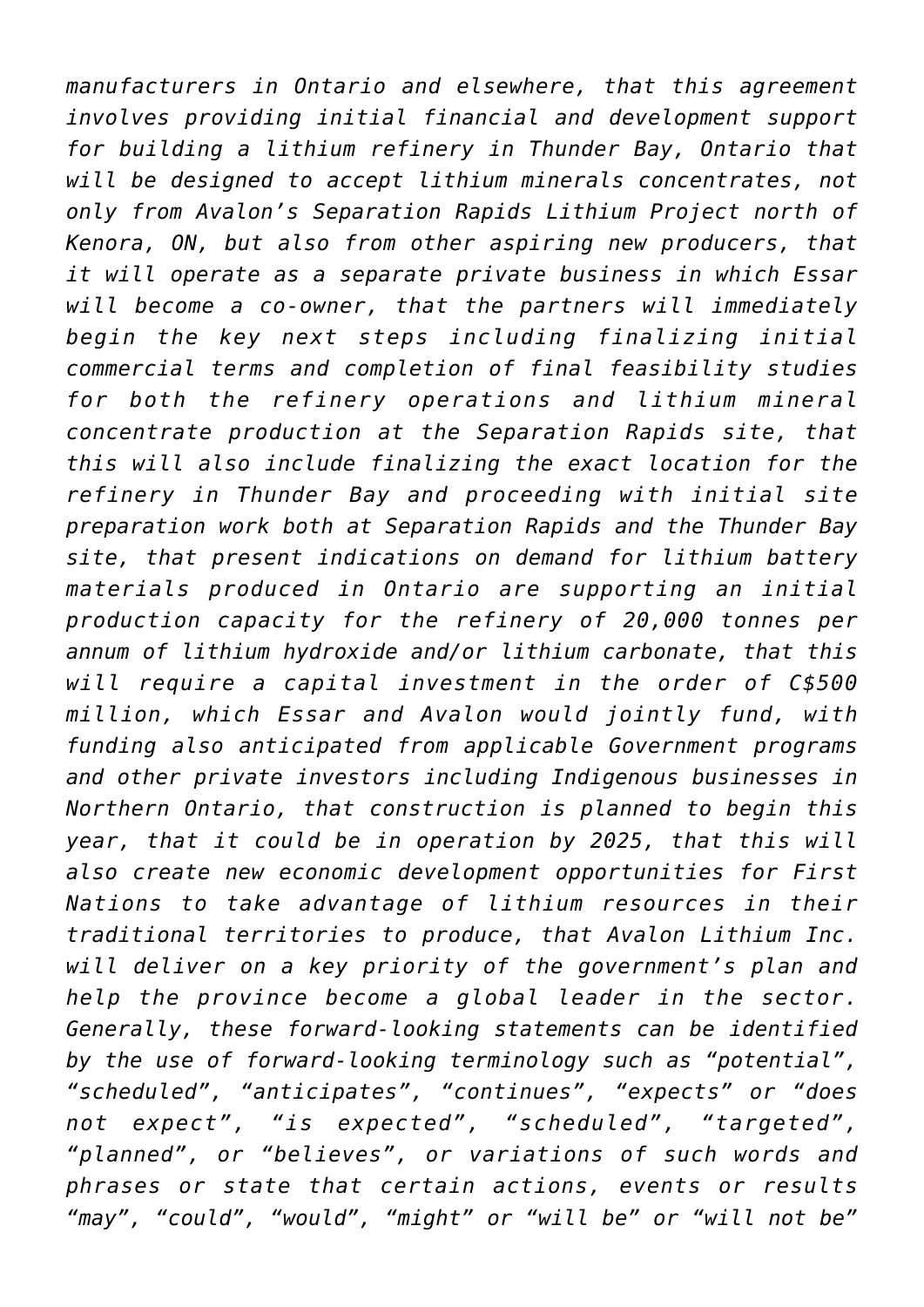*manufacturers in Ontario and elsewhere, that this agreement involves providing initial financial and development support for building a lithium refinery in Thunder Bay, Ontario that will be designed to accept lithium minerals concentrates, not only from Avalon's Separation Rapids Lithium Project north of Kenora, ON, but also from other aspiring new producers, that it will operate as a separate private business in which Essar will become a co-owner, that the partners will immediately begin the key next steps including finalizing initial commercial terms and completion of final feasibility studies for both the refinery operations and lithium mineral concentrate production at the Separation Rapids site, that this will also include finalizing the exact location for the refinery in Thunder Bay and proceeding with initial site preparation work both at Separation Rapids and the Thunder Bay site, that present indications on demand for lithium battery materials produced in Ontario are supporting an initial production capacity for the refinery of 20,000 tonnes per annum of lithium hydroxide and/or lithium carbonate, that this will require a capital investment in the order of C$500 million, which Essar and Avalon would jointly fund, with funding also anticipated from applicable Government programs and other private investors including Indigenous businesses in Northern Ontario, that construction is planned to begin this year, that it could be in operation by 2025, that this will also create new economic development opportunities for First Nations to take advantage of lithium resources in their traditional territories to produce, that Avalon Lithium Inc. will deliver on a key priority of the government's plan and help the province become a global leader in the sector. Generally, these forward-looking statements can be identified by the use of forward-looking terminology such as "potential", "scheduled", "anticipates", "continues", "expects" or "does not expect", "is expected", "scheduled", "targeted", "planned", or "believes", or variations of such words and phrases or state that certain actions, events or results "may", "could", "would", "might" or "will be" or "will not be"*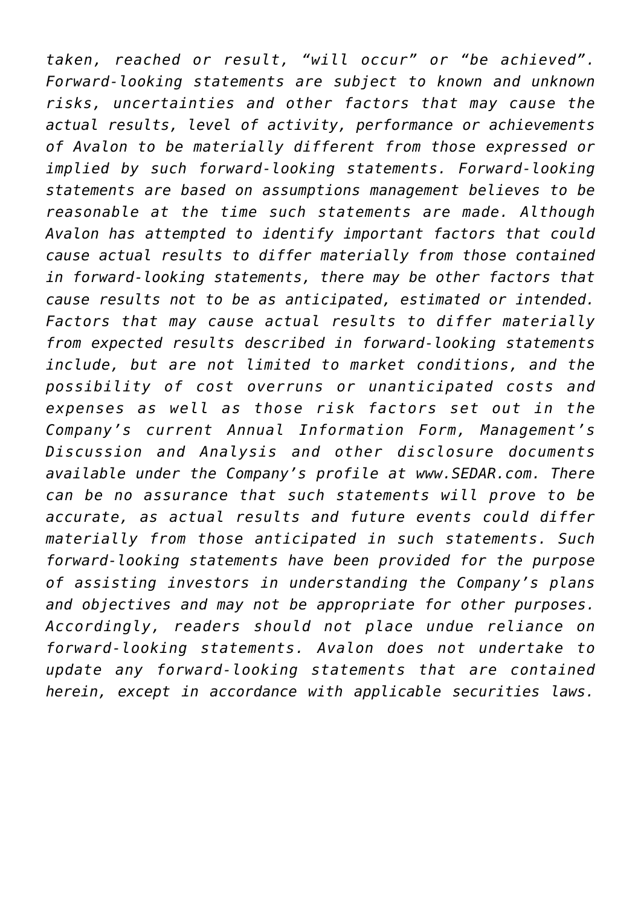*taken, reached or result, "will occur" or "be achieved". Forward-looking statements are subject to known and unknown risks, uncertainties and other factors that may cause the actual results, level of activity, performance or achievements of Avalon to be materially different from those expressed or implied by such forward-looking statements. Forward-looking statements are based on assumptions management believes to be reasonable at the time such statements are made. Although Avalon has attempted to identify important factors that could cause actual results to differ materially from those contained in forward-looking statements, there may be other factors that cause results not to be as anticipated, estimated or intended. Factors that may cause actual results to differ materially from expected results described in forward-looking statements include, but are not limited to market conditions, and the possibility of cost overruns or unanticipated costs and expenses as well as those risk factors set out in the Company's current Annual Information Form, Management's Discussion and Analysis and other disclosure documents available under the Company's profile at www.SEDAR.com. There can be no assurance that such statements will prove to be accurate, as actual results and future events could differ materially from those anticipated in such statements. Such forward-looking statements have been provided for the purpose of assisting investors in understanding the Company's plans and objectives and may not be appropriate for other purposes. Accordingly, readers should not place undue reliance on forward-looking statements. Avalon does not undertake to update any forward-looking statements that are contained herein, except in accordance with applicable securities laws.*